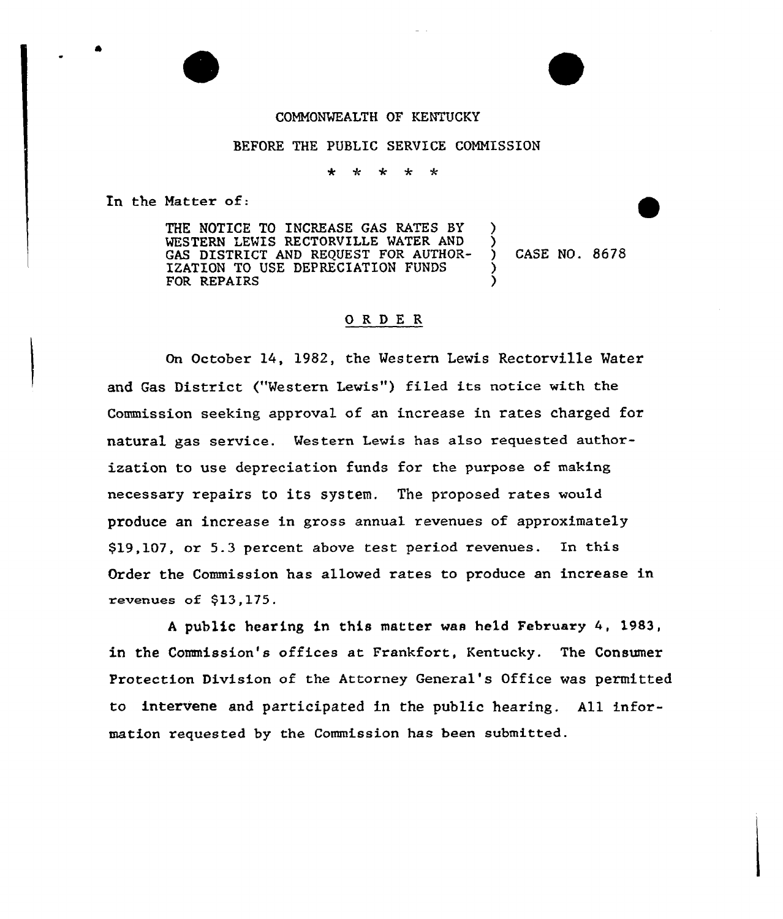COMMONWEALTH OF KENTUCKY

BEFORE THE PUBLIC SERVICE COMMISSION

\* \* \* \* \*

In the Matter of:

| | | |
|---|---|---|
| THE NOTICE TO INCREASE GAS RATES BY WESTERN LEWIS RECTORVILLE WATER AND GAS DISTRICT AND REQUEST FOR AUTHORIZATION TO USE DEPRECIATION FUNDS FOR REPAIRS | ) | CASE NO. 8678 |

## O R D E R

On October 14, 1982, the Western Lewis Rectorville Water and Gas District ("Western Lewis") filed its notice with the Commission seeking approval of an increase in rates charged for natural gas service. Western Lewis has also requested authorization to use depreciation funds for the purpose of making necessary repairs to its system. The proposed rates would produce an increase in gross annual revenues of approximately $19,107, or 5.3 percent above test period revenues. In this Order the Commission has allowed rates to produce an increase in revenues of $13,175.

A public hearing in this matter was held February 4, 1983, in the Commission's offices at Frankfort, Kentucky. The Consumer Protection Division of the Attorney General's Office was permitted to intervene and participated in the public hearing. All information requested by the Commission has been submitted.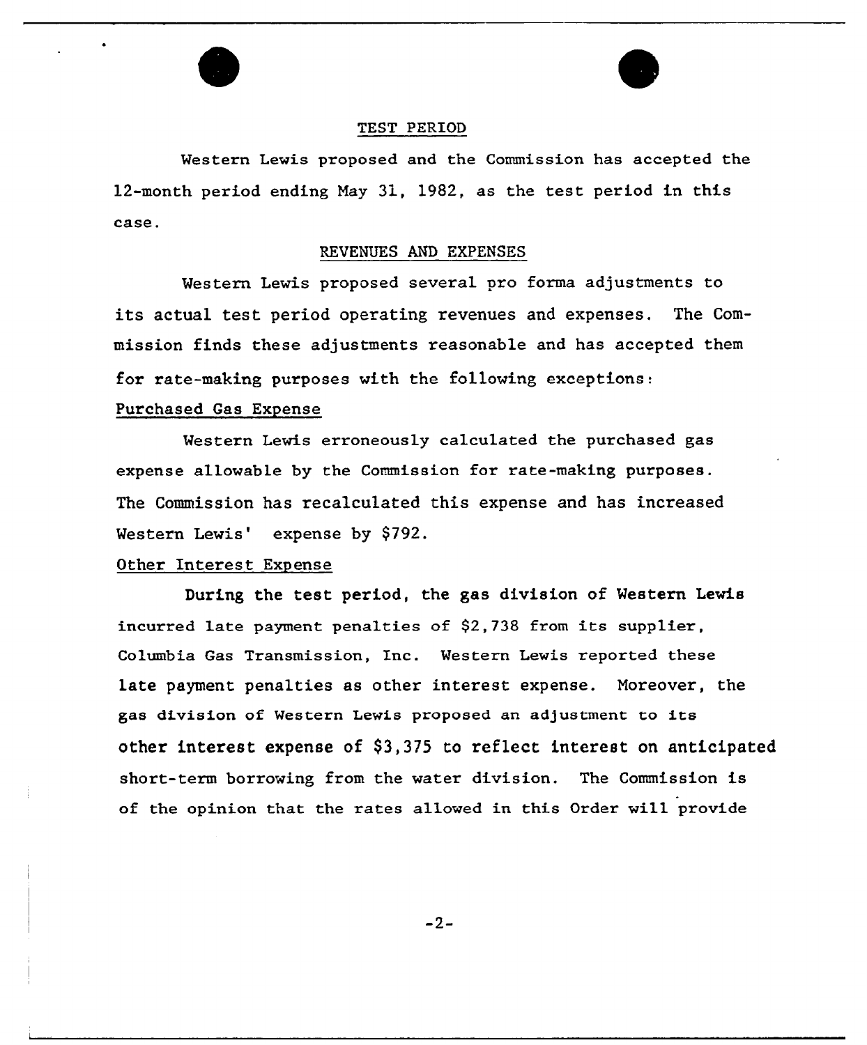## TEST PERIOD

Western Lewis proposed and the Commission has accepted the 12-month period ending May 31, 1982, as the test period in this case.

## REVENUES AND EXPENSES

Western Lewis proposed several pro forma adjustments to its actual test period operating revenues and expenses. The Commission finds these adjustments reasonable and has accepted them for rate-making purposes with the following exceptions:

### Purchased Gas Expense

Western Lewis erroneously calculated the purchased gas expense allowable by the Commission for rate-making purposes. The Commission has recalculated this expense and has increased Western Lewis' expense by $792.

### Other Interest Expense

During the test period, the gas division of Western Lewis incurred late payment penalties of $2,738 from its supplier, Columbia Gas Transmission, Inc. Western Lewis reported these late payment penalties as other interest expense. Moreover, the gas division of Western Lewis proposed an adjustment to its other interest expense of $3,375 to reflect interest on anticipated short-term borrowing from the water division. The Commission is of the opinion that the rates allowed in this Order will provide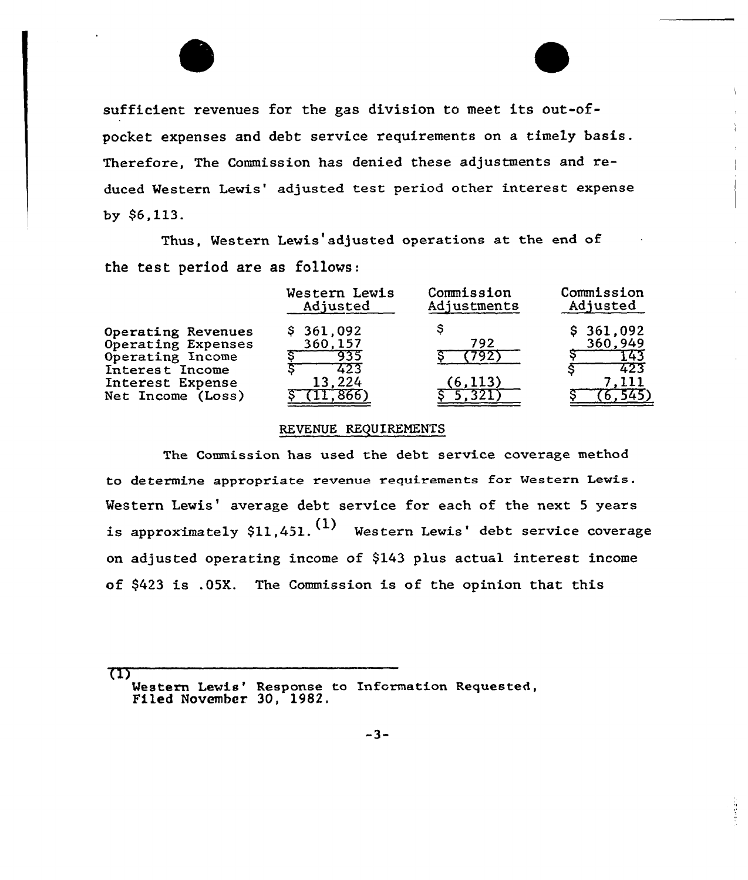sufficient revenues for the gas division to meet its out-of-pocket expenses and debt service requirements on a timely basis. Therefore, The Commission has denied these adjustments and reduced Western Lewis' adjusted test period other interest expense by $6,113.

Thus, Western Lewis' adjusted operations at the end of the test period are as follows:

| | Western Lewis Adjusted | Commission Adjustments | Commission Adjusted |
|---|---|---|---|
| Operating Revenues | $ 361,092 | $ | $ 361,092 |
| Operating Expenses | 360,157 | 792 | 360,949 |
| Operating Income | $ 935 | $ (792) | $ 143 |
| Interest Income | $ 423 | | $ 423 |
| Interest Expense | 13,224 | (6,113) | 7,111 |
| Net Income (Loss) | $ (11,866) | $ 5,321 | $ (6,545) |

## REVENUE REQUIREMENTS

The Commission has used the debt service coverage method to determine appropriate revenue requirements for Western Lewis. Western Lewis' average debt service for each of the next 5 years is approximately $11,451.[1] Western Lewis' debt service coverage on adjusted operating income of $143 plus actual interest income of $423 is .05X. The Commission is of the opinion that this

---

(1) Western Lewis' Response to Information Requested, Filed November 30, 1982.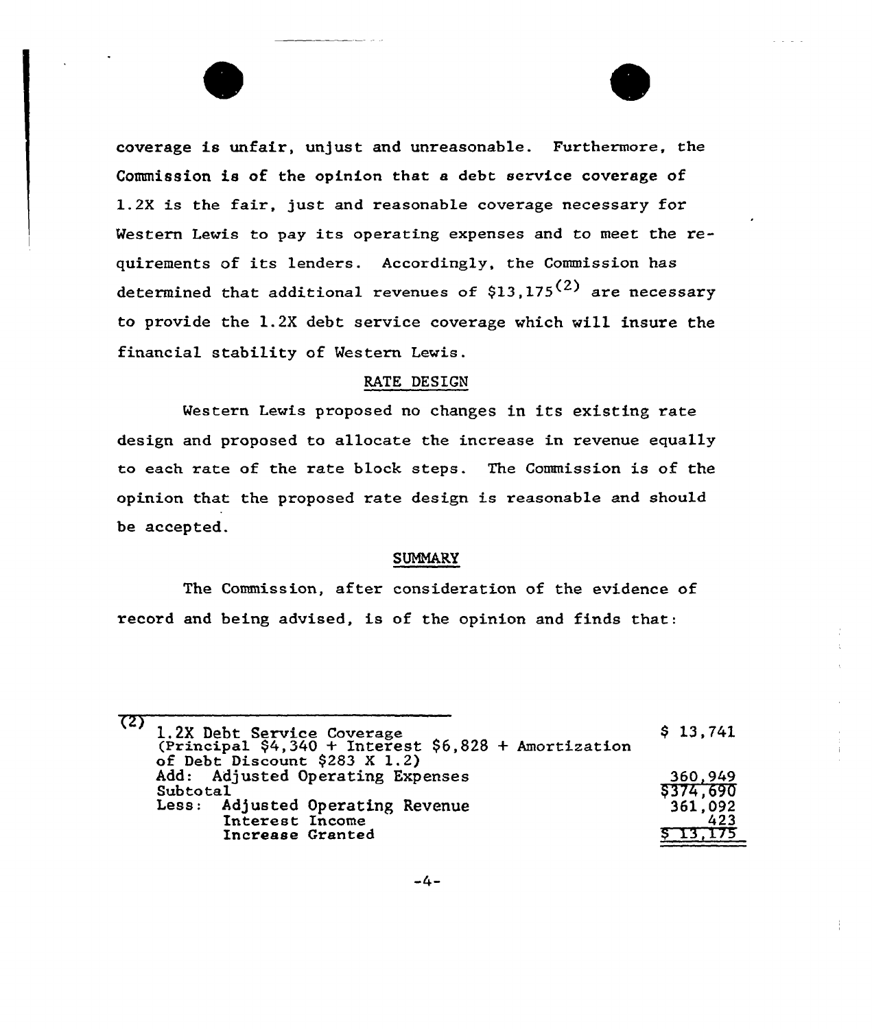coverage is unfair, unjust and unreasonable. Furthermore, the Commission is of the opinion that a debt service coverage of 1.2X is the fair, just and reasonable coverage necessary for Western Lewis to pay its operating expenses and to meet the requirements of its lenders. Accordingly, the Commission has determined that additional revenues of $13,175[2] are necessary to provide the 1.2X debt service coverage which will insure the financial stability of Western Lewis.

## RATE DESIGN

Western Lewis proposed no changes in its existing rate design and proposed to allocate the increase in revenue equally to each rate of the rate block steps. The Commission is of the opinion that the proposed rate design is reasonable and should be accepted.

## SUMMARY

The Commission, after consideration of the evidence of record and being advised, is of the opinion and finds that:

---

(2)

| | |
|---|---|
| 1.2X Debt Service Coverage (Principal $4,340 + Interest $6,828 + Amortization of Debt Discount $283 X 1.2) | $ 13,741 |
| Add: Adjusted Operating Expenses | 360,949 |
| Subtotal | $374,690 |
| Less: Adjusted Operating Revenue | 361,092 |
| Interest Income | 423 |
| Increase Granted | $ 13,175 |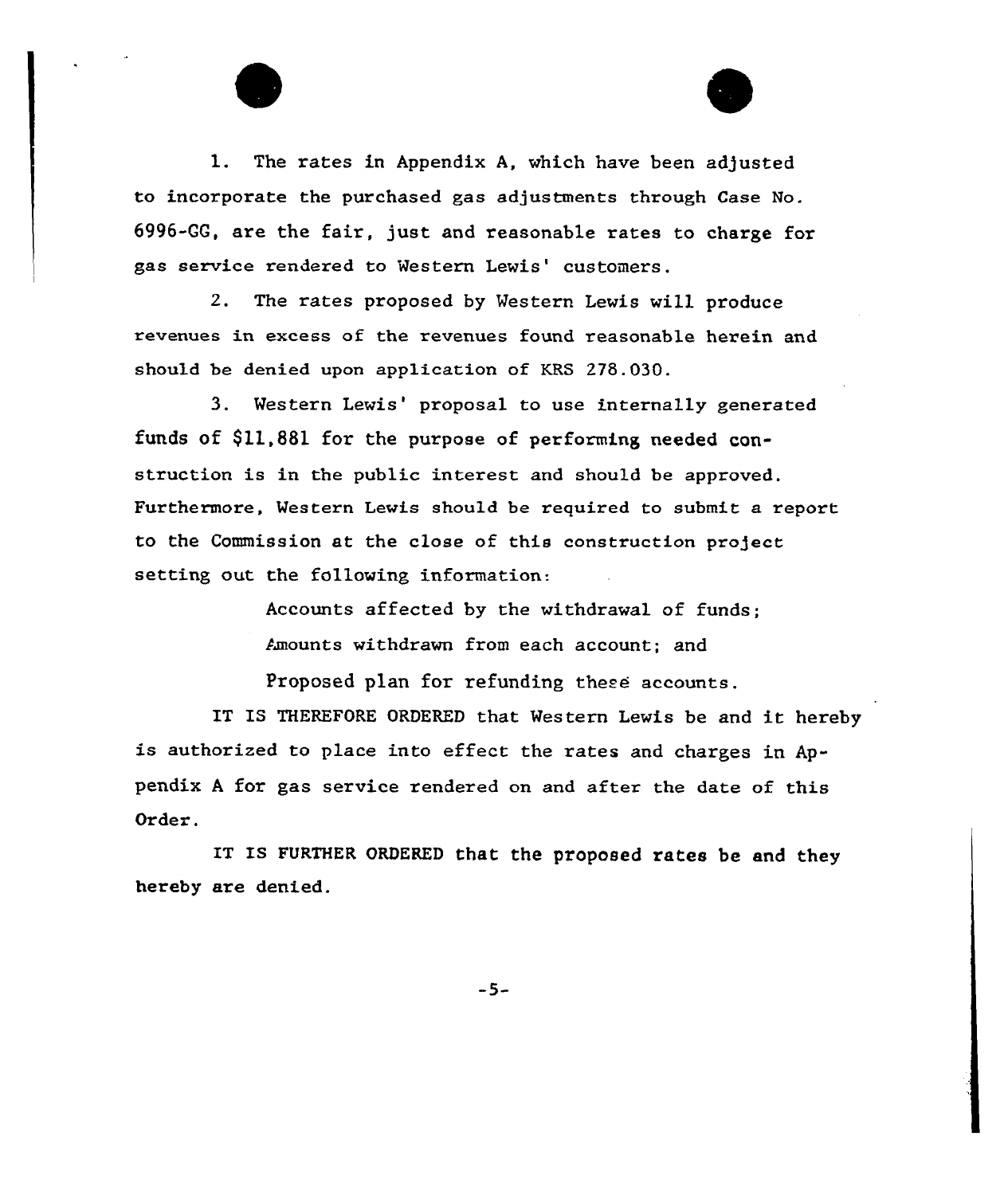1. The rates in Appendix A, which have been adjusted to incorporate the purchased gas adjustments through Case No. 6996-GG, are the fair, just and reasonable rates to charge for gas service rendered to Western Lewis' customers.

2. The rates proposed by Western Lewis will produce revenues in excess of the revenues found reasonable herein and should be denied upon application of KRS 278.030.

3. Western Lewis' proposal to use internally generated funds of $11,881 for the purpose of performing needed construction is in the public interest and should be approved. Furthermore, Western Lewis should be required to submit a report to the Commission at the close of this construction project setting out the following information:

Accounts affected by the withdrawal of funds;

Amounts withdrawn from each account; and

Proposed plan for refunding these accounts.

IT IS THEREFORE ORDERED that Western Lewis be and it hereby is authorized to place into effect the rates and charges in Appendix A for gas service rendered on and after the date of this Order.

IT IS FURTHER ORDERED that the proposed rates be and they hereby are denied.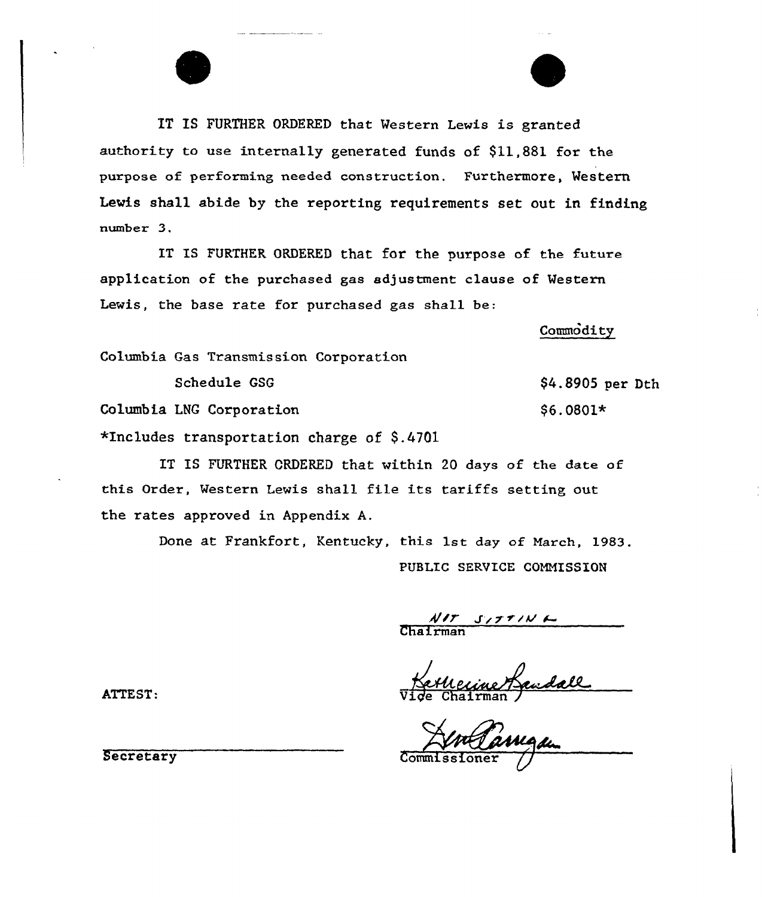IT IS FURTHER ORDERED that Western Lewis is granted authority to use internally generated funds of $11,881 for the purpose of performing needed construction. Furthermore, Western Lewis shall abide by the reporting requirements set out in finding number 3.

IT IS FURTHER ORDERED that for the purpose of the future application of the purchased gas adjustment clause of Western Lewis, the base rate for purchased gas shall be:

| | Commodity |
|---|---|
| Columbia Gas Transmission Corporation | |
| Schedule GSG | $4.8905 per Dth |
| Columbia LNG Corporation | $6.0801* |

*Includes transportation charge of $.4701

IT IS FURTHER ORDERED that within 20 days of the date of this Order, Western Lewis shall file its tariffs setting out the rates approved in Appendix A.

Done at Frankfort, Kentucky, this 1st day of March, 1983.

PUBLIC SERVICE COMMISSION

NOT SITTING
Chairman

Katherine Randall
Vice Chairman

Commissioner

ATTEST:

Secretary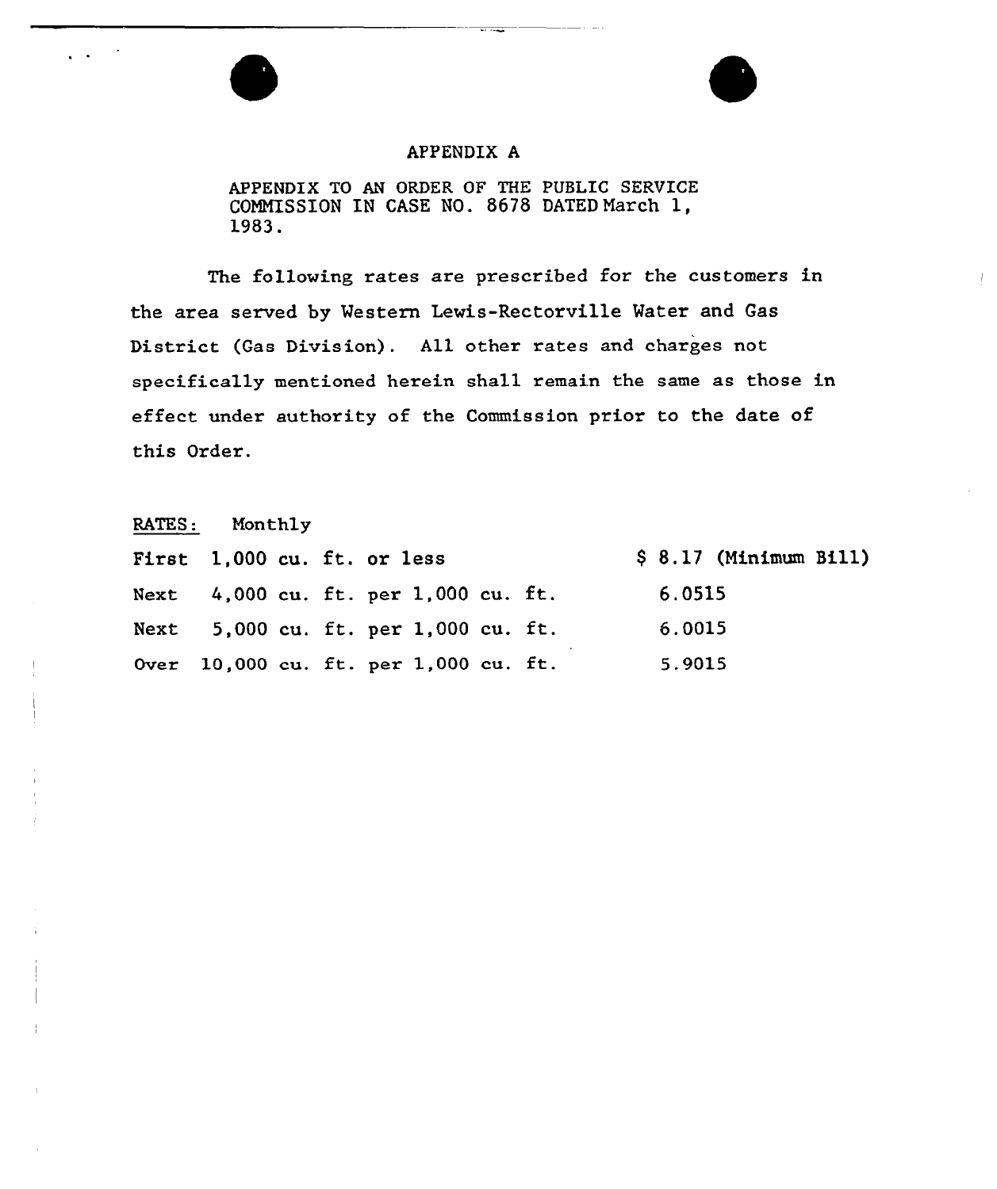# APPENDIX A

APPENDIX TO AN ORDER OF THE PUBLIC SERVICE COMMISSION IN CASE NO. 8678 DATED March 1, 1983.

The following rates are prescribed for the customers in the area served by Western Lewis-Rectorville Water and Gas District (Gas Division). All other rates and charges not specifically mentioned herein shall remain the same as those in effect under authority of the Commission prior to the date of this Order.

RATES: Monthly

| | |
|---|---|
| First 1,000 cu. ft. or less | $ 8.17 (Minimum Bill) |
| Next 4,000 cu. ft. per 1,000 cu. ft. | 6.0515 |
| Next 5,000 cu. ft. per 1,000 cu. ft. | 6.0015 |
| Over 10,000 cu. ft. per 1,000 cu. ft. | 5.9015 |